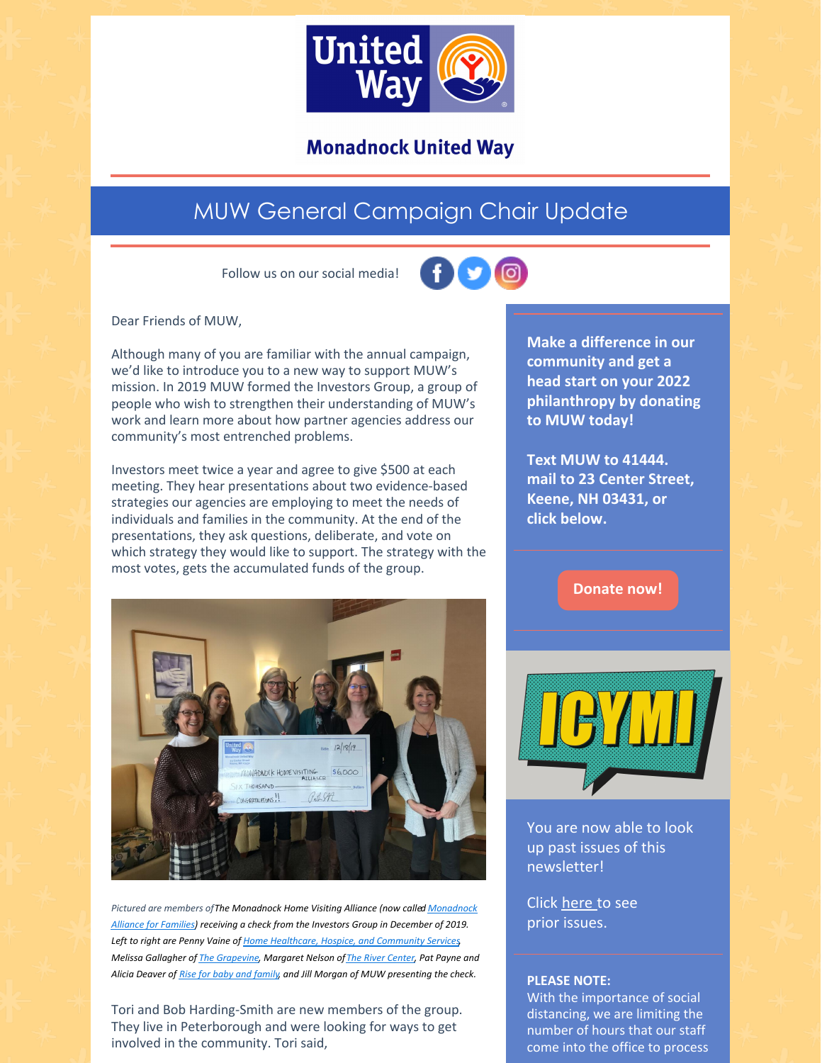Monadnock United Way

# MUW General Campaign Chair Update

Follow us on our social media!

Dear Friends of MUW,

Although many of you are familiar with the annual campaign, we'd like to introduce you to a new way to support MUW's mission. In 2019 MUW formed the Investors Group, a group of people who wish to strengthen their understanding of MUW's work and learn more about how partner agencies address our community's most entrenched problems.

Investors meet twice a year and agree to give $500 at each meeting. They hear presentations about two evidence-based strategies our agencies are employing to meet the needs of individuals and families in the community. At the end of the presentations, they ask questions, deliberate, and vote on which strategy they would like to support. The strategy with the most votes, gets the accumulated funds of the group.

*Pictured are members of The Monadnock Home Visiting Alliance (now called Monadnock Alliance for Families) receiving a check from the Investors Group in December of 2019. Left to right are Penny Vaine of Home Healthcare, Hospice, and Community Services Melissa Gallagher of The Grapevine, Margaret Nelson of The River Center, Pat Payne and Alicia Deaver of Rise for baby and family, and Jill Morgan of MUW presenting the check.*

Tori and Bob Harding-Smith are new members of the group. They live in Peterborough and were looking for ways to get involved in the community. Tori said,

**Make a difference in our community and get a head start on your 2022 philanthropy by donating to MUW today!**

**Text MUW to 41444. mail to 23 Center Street, Keene, NH 03431, or click below.**

**Donate now!**

ICYMI

You are now able to look up past issues of this newsletter!

Click here to see prior issues.

**PLEASE NOTE:**
With the importance of social distancing, we are limiting the number of hours that our staff come into the office to process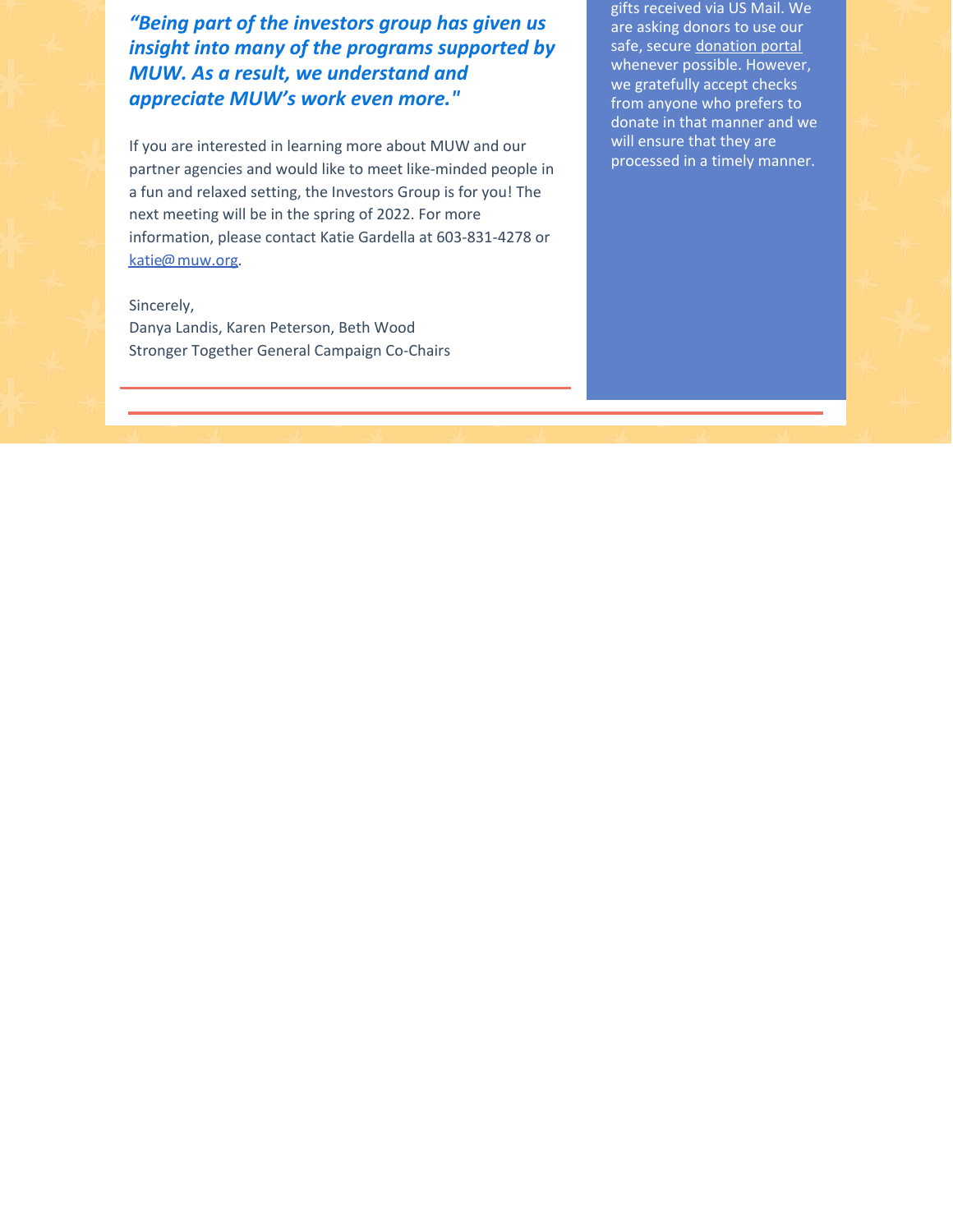***“Being part of the investors group has given us insight into many of the programs supported by MUW. As a result, we understand and appreciate MUW’s work even more."***

If you are interested in learning more about MUW and our partner agencies and would like to meet like-minded people in a fun and relaxed setting, the Investors Group is for you! The next meeting will be in the spring of 2022. For more information, please contact Katie Gardella at 603-831-4278 or katie@muw.org.

Sincerely,
Danya Landis, Karen Peterson, Beth Wood
Stronger Together General Campaign Co-Chairs

gifts received via US Mail. We are asking donors to use our safe, secure donation portal whenever possible. However, we gratefully accept checks from anyone who prefers to donate in that manner and we will ensure that they are processed in a timely manner.